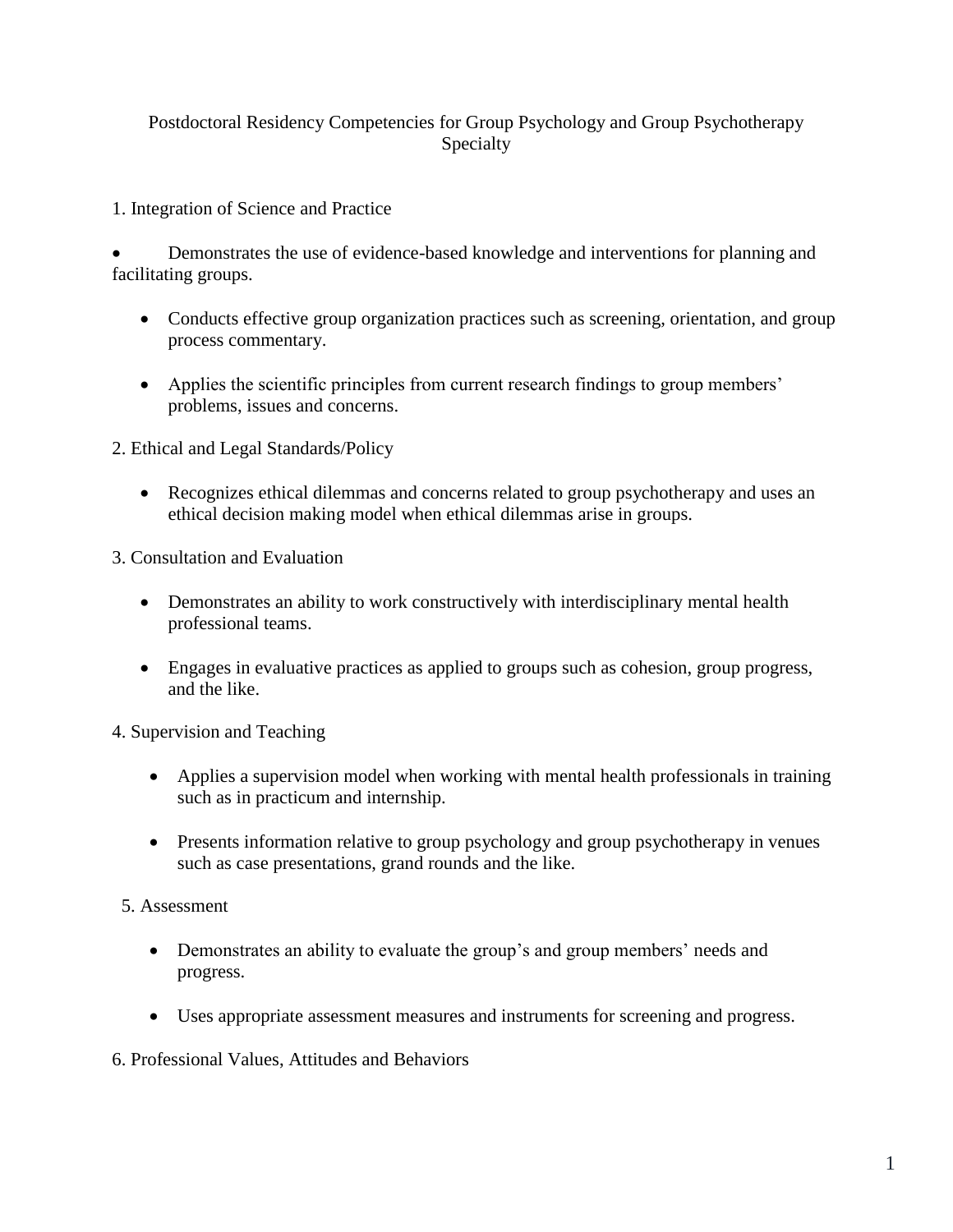# Postdoctoral Residency Competencies for Group Psychology and Group Psychotherapy Specialty

## 1. Integration of Science and Practice

- Demonstrates the use of evidence-based knowledge and interventions for planning and facilitating groups.
- Conducts effective group organization practices such as screening, orientation, and group process commentary.
- Applies the scientific principles from current research findings to group members' problems, issues and concerns.

## 2. Ethical and Legal Standards/Policy

- Recognizes ethical dilemmas and concerns related to group psychotherapy and uses an ethical decision making model when ethical dilemmas arise in groups.

## 3. Consultation and Evaluation

- Demonstrates an ability to work constructively with interdisciplinary mental health professional teams.
- Engages in evaluative practices as applied to groups such as cohesion, group progress, and the like.

## 4. Supervision and Teaching

- Applies a supervision model when working with mental health professionals in training such as in practicum and internship.
- Presents information relative to group psychology and group psychotherapy in venues such as case presentations, grand rounds and the like.

## 5. Assessment

- Demonstrates an ability to evaluate the group's and group members' needs and progress.
- Uses appropriate assessment measures and instruments for screening and progress.

## 6. Professional Values, Attitudes and Behaviors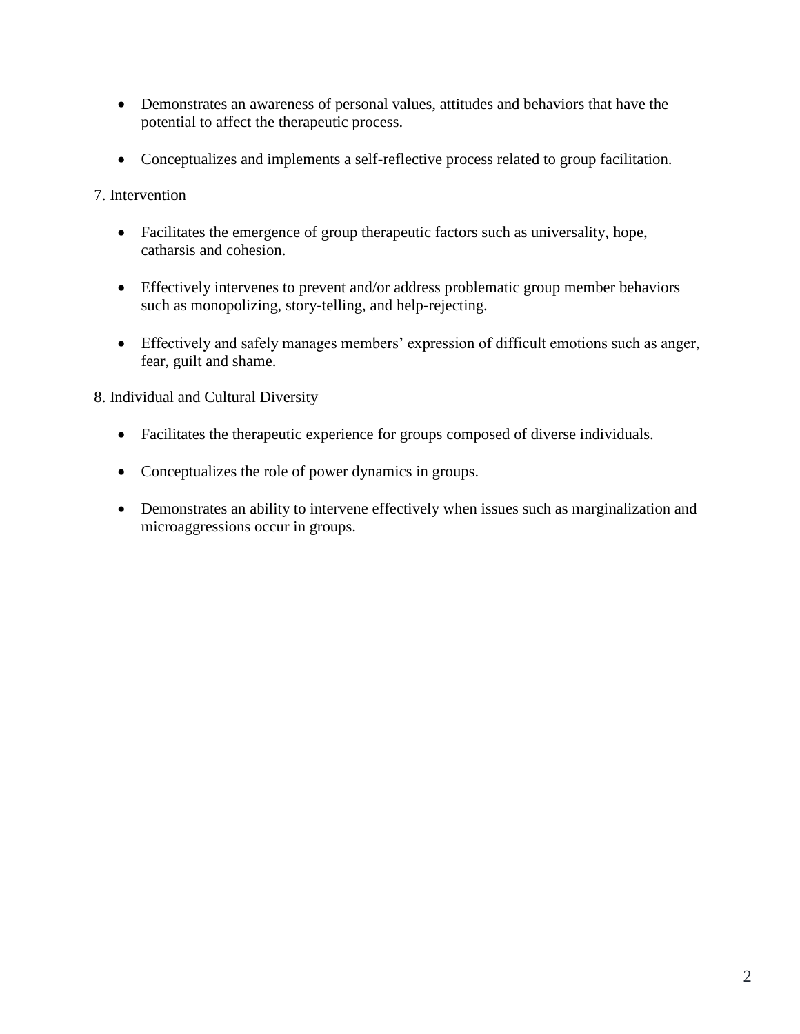- Demonstrates an awareness of personal values, attitudes and behaviors that have the potential to affect the therapeutic process.

- Conceptualizes and implements a self-reflective process related to group facilitation.

7. Intervention

- Facilitates the emergence of group therapeutic factors such as universality, hope, catharsis and cohesion.

- Effectively intervenes to prevent and/or address problematic group member behaviors such as monopolizing, story-telling, and help-rejecting.

- Effectively and safely manages members' expression of difficult emotions such as anger, fear, guilt and shame.

8. Individual and Cultural Diversity

- Facilitates the therapeutic experience for groups composed of diverse individuals.

- Conceptualizes the role of power dynamics in groups.

- Demonstrates an ability to intervene effectively when issues such as marginalization and microaggressions occur in groups.